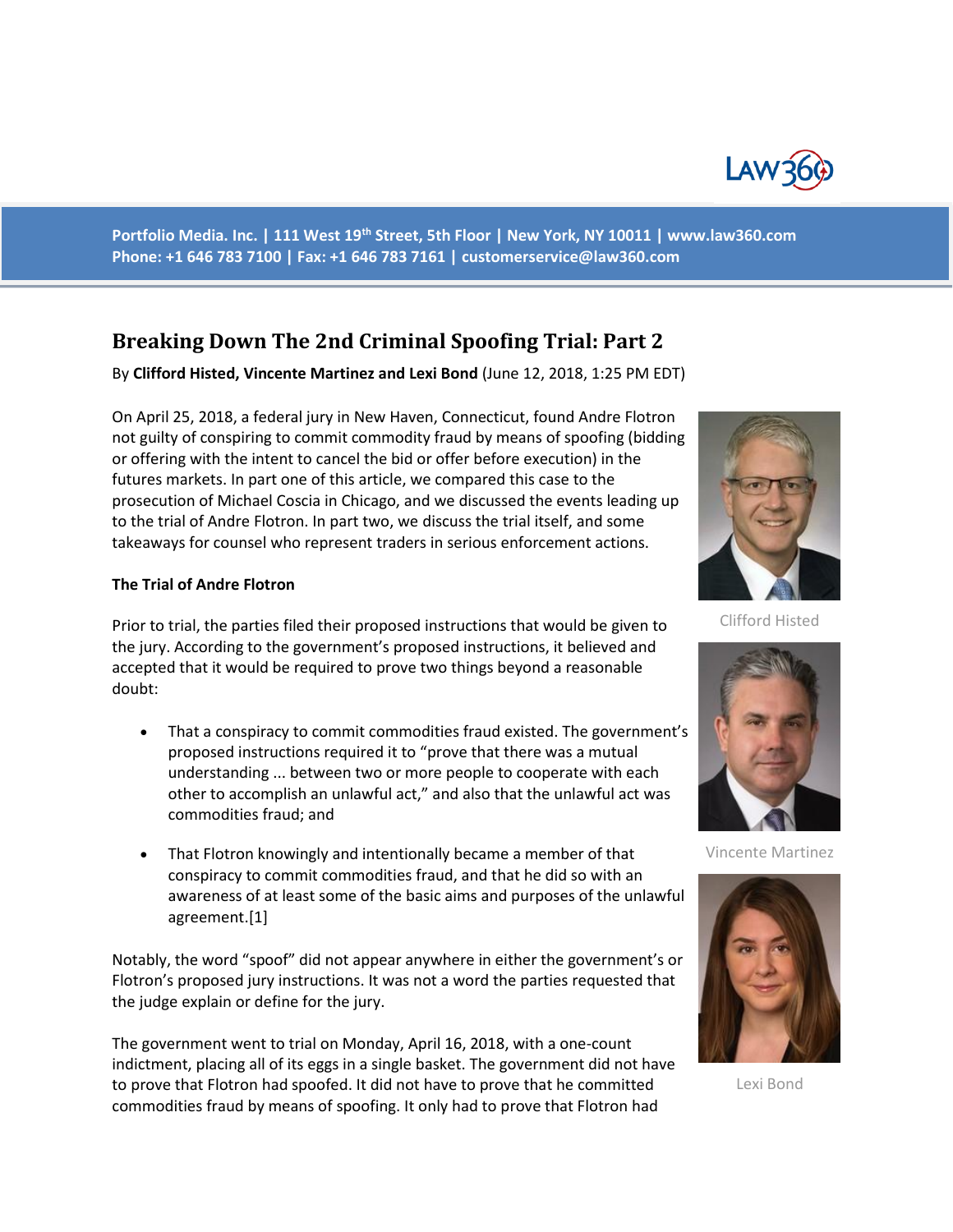Portfolio Media. Inc. | 111 West 19th Street, 5th Floor | New York, NY 10011 | www.law360.com
Phone: +1 646 783 7100 | Fax: +1 646 783 7161 | customerservice@law360.com

# Breaking Down The 2nd Criminal Spoofing Trial: Part 2

By **Clifford Histed, Vincente Martinez and Lexi Bond** (June 12, 2018, 1:25 PM EDT)

On April 25, 2018, a federal jury in New Haven, Connecticut, found Andre Flotron not guilty of conspiring to commit commodity fraud by means of spoofing (bidding or offering with the intent to cancel the bid or offer before execution) in the futures markets. In part one of this article, we compared this case to the prosecution of Michael Coscia in Chicago, and we discussed the events leading up to the trial of Andre Flotron. In part two, we discuss the trial itself, and some takeaways for counsel who represent traders in serious enforcement actions.

Clifford Histed

Vincente Martinez

Lexi Bond

**The Trial of Andre Flotron**

Prior to trial, the parties filed their proposed instructions that would be given to the jury. According to the government's proposed instructions, it believed and accepted that it would be required to prove two things beyond a reasonable doubt:

- That a conspiracy to commit commodities fraud existed. The government's proposed instructions required it to "prove that there was a mutual understanding ... between two or more people to cooperate with each other to accomplish an unlawful act," and also that the unlawful act was commodities fraud; and
- That Flotron knowingly and intentionally became a member of that conspiracy to commit commodities fraud, and that he did so with an awareness of at least some of the basic aims and purposes of the unlawful agreement.[1]

Notably, the word "spoof" did not appear anywhere in either the government's or Flotron's proposed jury instructions. It was not a word the parties requested that the judge explain or define for the jury.

The government went to trial on Monday, April 16, 2018, with a one-count indictment, placing all of its eggs in a single basket. The government did not have to prove that Flotron had spoofed. It did not have to prove that he committed commodities fraud by means of spoofing. It only had to prove that Flotron had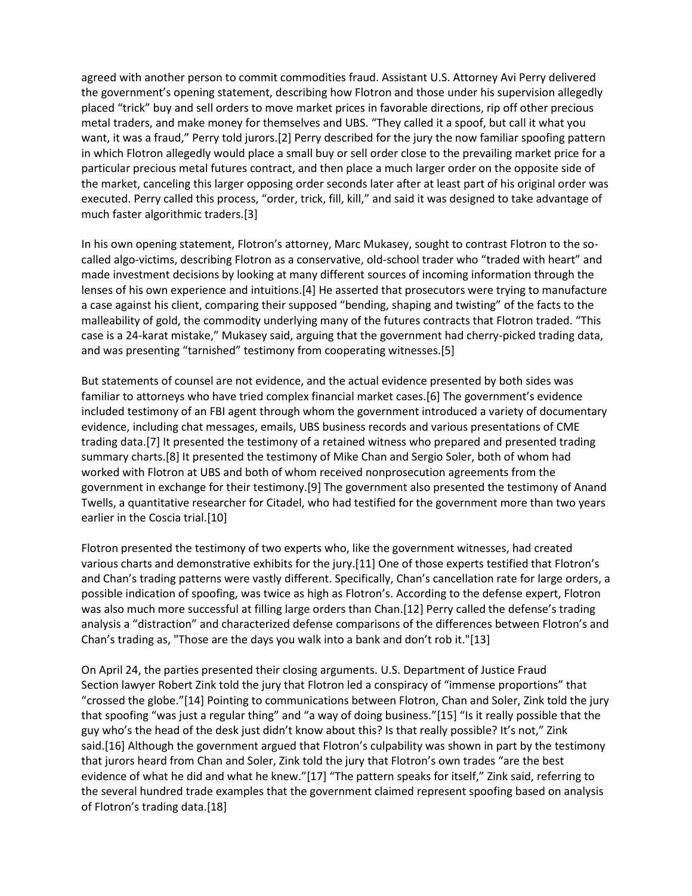agreed with another person to commit commodities fraud. Assistant U.S. Attorney Avi Perry delivered the government's opening statement, describing how Flotron and those under his supervision allegedly placed "trick" buy and sell orders to move market prices in favorable directions, rip off other precious metal traders, and make money for themselves and UBS. "They called it a spoof, but call it what you want, it was a fraud," Perry told jurors.[2] Perry described for the jury the now familiar spoofing pattern in which Flotron allegedly would place a small buy or sell order close to the prevailing market price for a particular precious metal futures contract, and then place a much larger order on the opposite side of the market, canceling this larger opposing order seconds later after at least part of his original order was executed. Perry called this process, "order, trick, fill, kill," and said it was designed to take advantage of much faster algorithmic traders.[3]

In his own opening statement, Flotron's attorney, Marc Mukasey, sought to contrast Flotron to the so-called algo-victims, describing Flotron as a conservative, old-school trader who "traded with heart" and made investment decisions by looking at many different sources of incoming information through the lenses of his own experience and intuitions.[4] He asserted that prosecutors were trying to manufacture a case against his client, comparing their supposed "bending, shaping and twisting" of the facts to the malleability of gold, the commodity underlying many of the futures contracts that Flotron traded. "This case is a 24-karat mistake," Mukasey said, arguing that the government had cherry-picked trading data, and was presenting "tarnished" testimony from cooperating witnesses.[5]

But statements of counsel are not evidence, and the actual evidence presented by both sides was familiar to attorneys who have tried complex financial market cases.[6] The government's evidence included testimony of an FBI agent through whom the government introduced a variety of documentary evidence, including chat messages, emails, UBS business records and various presentations of CME trading data.[7] It presented the testimony of a retained witness who prepared and presented trading summary charts.[8] It presented the testimony of Mike Chan and Sergio Soler, both of whom had worked with Flotron at UBS and both of whom received nonprosecution agreements from the government in exchange for their testimony.[9] The government also presented the testimony of Anand Twells, a quantitative researcher for Citadel, who had testified for the government more than two years earlier in the Coscia trial.[10]

Flotron presented the testimony of two experts who, like the government witnesses, had created various charts and demonstrative exhibits for the jury.[11] One of those experts testified that Flotron's and Chan's trading patterns were vastly different. Specifically, Chan's cancellation rate for large orders, a possible indication of spoofing, was twice as high as Flotron's. According to the defense expert, Flotron was also much more successful at filling large orders than Chan.[12] Perry called the defense's trading analysis a "distraction" and characterized defense comparisons of the differences between Flotron's and Chan's trading as, "Those are the days you walk into a bank and don't rob it."[13]

On April 24, the parties presented their closing arguments. U.S. Department of Justice Fraud Section lawyer Robert Zink told the jury that Flotron led a conspiracy of "immense proportions" that "crossed the globe."[14] Pointing to communications between Flotron, Chan and Soler, Zink told the jury that spoofing "was just a regular thing" and "a way of doing business."[15] "Is it really possible that the guy who's the head of the desk just didn't know about this? Is that really possible? It's not," Zink said.[16] Although the government argued that Flotron's culpability was shown in part by the testimony that jurors heard from Chan and Soler, Zink told the jury that Flotron's own trades "are the best evidence of what he did and what he knew."[17] "The pattern speaks for itself," Zink said, referring to the several hundred trade examples that the government claimed represent spoofing based on analysis of Flotron's trading data.[18]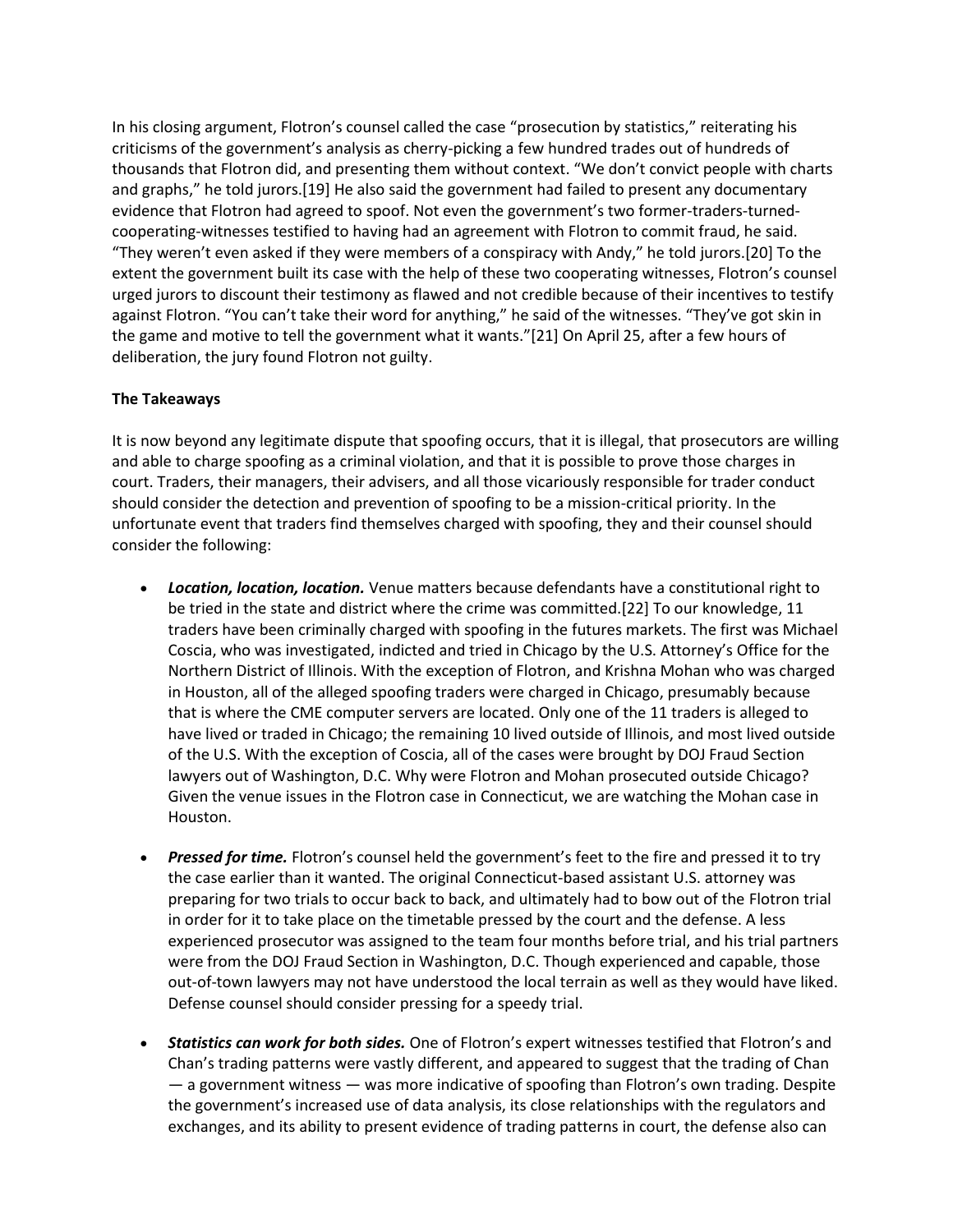In his closing argument, Flotron's counsel called the case "prosecution by statistics," reiterating his criticisms of the government's analysis as cherry-picking a few hundred trades out of hundreds of thousands that Flotron did, and presenting them without context. "We don't convict people with charts and graphs," he told jurors.[19] He also said the government had failed to present any documentary evidence that Flotron had agreed to spoof. Not even the government's two former-traders-turned-cooperating-witnesses testified to having had an agreement with Flotron to commit fraud, he said. "They weren't even asked if they were members of a conspiracy with Andy," he told jurors.[20] To the extent the government built its case with the help of these two cooperating witnesses, Flotron's counsel urged jurors to discount their testimony as flawed and not credible because of their incentives to testify against Flotron. "You can't take their word for anything," he said of the witnesses. "They've got skin in the game and motive to tell the government what it wants."[21] On April 25, after a few hours of deliberation, the jury found Flotron not guilty.

**The Takeaways**

It is now beyond any legitimate dispute that spoofing occurs, that it is illegal, that prosecutors are willing and able to charge spoofing as a criminal violation, and that it is possible to prove those charges in court. Traders, their managers, their advisers, and all those vicariously responsible for trader conduct should consider the detection and prevention of spoofing to be a mission-critical priority. In the unfortunate event that traders find themselves charged with spoofing, they and their counsel should consider the following:

- ***Location, location, location.*** Venue matters because defendants have a constitutional right to be tried in the state and district where the crime was committed.[22] To our knowledge, 11 traders have been criminally charged with spoofing in the futures markets. The first was Michael Coscia, who was investigated, indicted and tried in Chicago by the U.S. Attorney's Office for the Northern District of Illinois. With the exception of Flotron, and Krishna Mohan who was charged in Houston, all of the alleged spoofing traders were charged in Chicago, presumably because that is where the CME computer servers are located. Only one of the 11 traders is alleged to have lived or traded in Chicago; the remaining 10 lived outside of Illinois, and most lived outside of the U.S. With the exception of Coscia, all of the cases were brought by DOJ Fraud Section lawyers out of Washington, D.C. Why were Flotron and Mohan prosecuted outside Chicago? Given the venue issues in the Flotron case in Connecticut, we are watching the Mohan case in Houston.

- ***Pressed for time.*** Flotron's counsel held the government's feet to the fire and pressed it to try the case earlier than it wanted. The original Connecticut-based assistant U.S. attorney was preparing for two trials to occur back to back, and ultimately had to bow out of the Flotron trial in order for it to take place on the timetable pressed by the court and the defense. A less experienced prosecutor was assigned to the team four months before trial, and his trial partners were from the DOJ Fraud Section in Washington, D.C. Though experienced and capable, those out-of-town lawyers may not have understood the local terrain as well as they would have liked. Defense counsel should consider pressing for a speedy trial.

- ***Statistics can work for both sides.*** One of Flotron's expert witnesses testified that Flotron's and Chan's trading patterns were vastly different, and appeared to suggest that the trading of Chan — a government witness — was more indicative of spoofing than Flotron's own trading. Despite the government's increased use of data analysis, its close relationships with the regulators and exchanges, and its ability to present evidence of trading patterns in court, the defense also can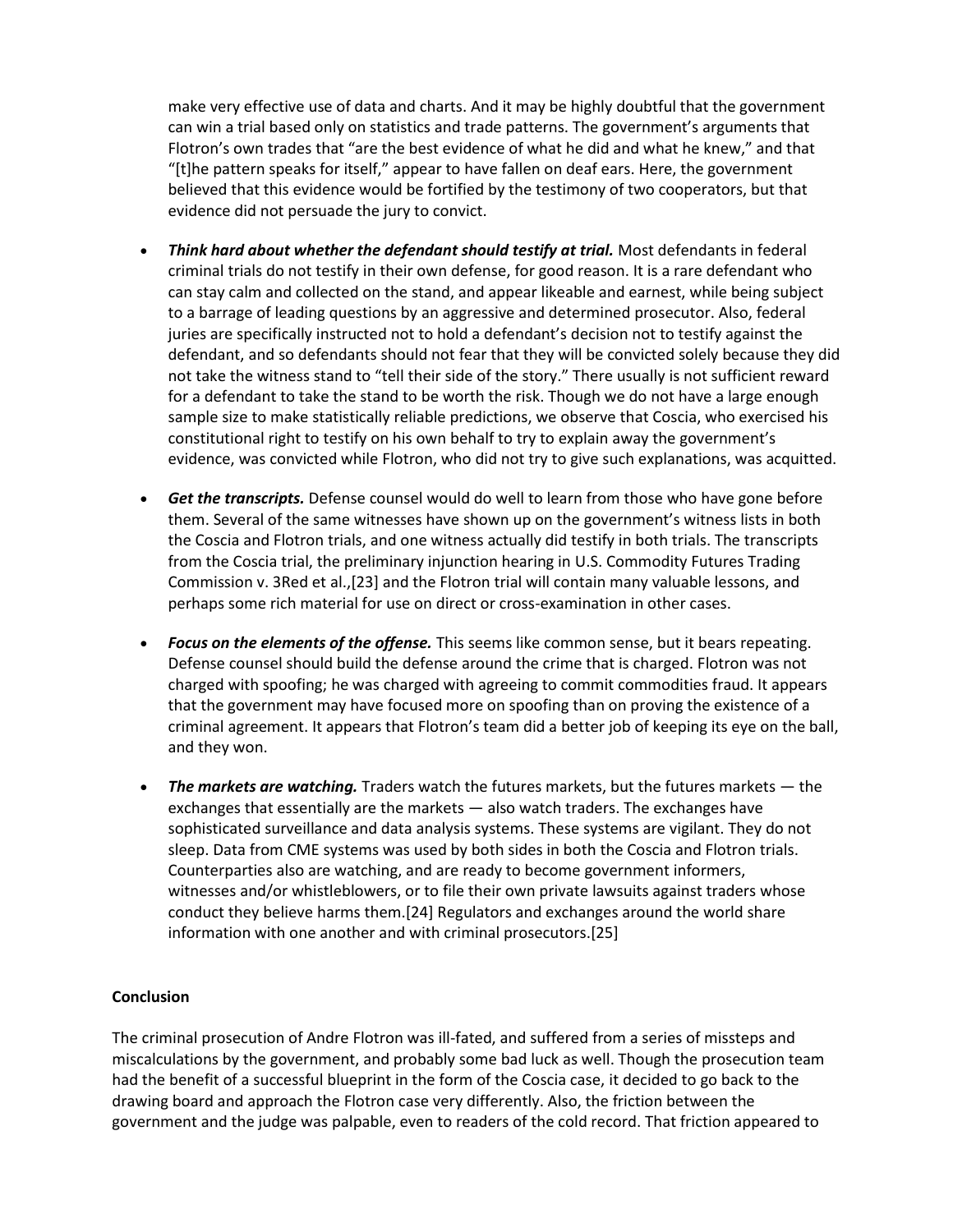make very effective use of data and charts. And it may be highly doubtful that the government can win a trial based only on statistics and trade patterns. The government's arguments that Flotron's own trades that "are the best evidence of what he did and what he knew," and that "[t]he pattern speaks for itself," appear to have fallen on deaf ears. Here, the government believed that this evidence would be fortified by the testimony of two cooperators, but that evidence did not persuade the jury to convict.

- ***Think hard about whether the defendant should testify at trial.*** Most defendants in federal criminal trials do not testify in their own defense, for good reason. It is a rare defendant who can stay calm and collected on the stand, and appear likeable and earnest, while being subject to a barrage of leading questions by an aggressive and determined prosecutor. Also, federal juries are specifically instructed not to hold a defendant's decision not to testify against the defendant, and so defendants should not fear that they will be convicted solely because they did not take the witness stand to "tell their side of the story." There usually is not sufficient reward for a defendant to take the stand to be worth the risk. Though we do not have a large enough sample size to make statistically reliable predictions, we observe that Coscia, who exercised his constitutional right to testify on his own behalf to try to explain away the government's evidence, was convicted while Flotron, who did not try to give such explanations, was acquitted.

- ***Get the transcripts.*** Defense counsel would do well to learn from those who have gone before them. Several of the same witnesses have shown up on the government's witness lists in both the Coscia and Flotron trials, and one witness actually did testify in both trials. The transcripts from the Coscia trial, the preliminary injunction hearing in U.S. Commodity Futures Trading Commission v. 3Red et al.,[23] and the Flotron trial will contain many valuable lessons, and perhaps some rich material for use on direct or cross-examination in other cases.

- ***Focus on the elements of the offense.*** This seems like common sense, but it bears repeating. Defense counsel should build the defense around the crime that is charged. Flotron was not charged with spoofing; he was charged with agreeing to commit commodities fraud. It appears that the government may have focused more on spoofing than on proving the existence of a criminal agreement. It appears that Flotron's team did a better job of keeping its eye on the ball, and they won.

- ***The markets are watching.*** Traders watch the futures markets, but the futures markets — the exchanges that essentially are the markets — also watch traders. The exchanges have sophisticated surveillance and data analysis systems. These systems are vigilant. They do not sleep. Data from CME systems was used by both sides in both the Coscia and Flotron trials. Counterparties also are watching, and are ready to become government informers, witnesses and/or whistleblowers, or to file their own private lawsuits against traders whose conduct they believe harms them.[24] Regulators and exchanges around the world share information with one another and with criminal prosecutors.[25]

**Conclusion**

The criminal prosecution of Andre Flotron was ill-fated, and suffered from a series of missteps and miscalculations by the government, and probably some bad luck as well. Though the prosecution team had the benefit of a successful blueprint in the form of the Coscia case, it decided to go back to the drawing board and approach the Flotron case very differently. Also, the friction between the government and the judge was palpable, even to readers of the cold record. That friction appeared to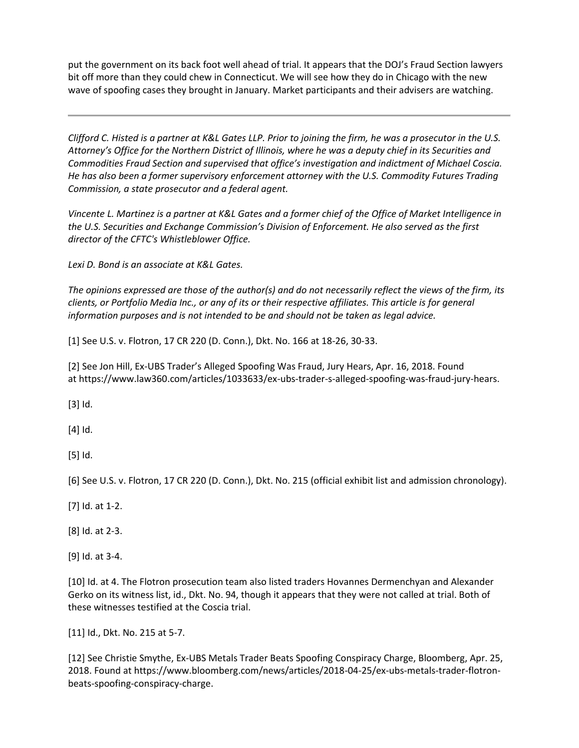put the government on its back foot well ahead of trial. It appears that the DOJ's Fraud Section lawyers bit off more than they could chew in Connecticut. We will see how they do in Chicago with the new wave of spoofing cases they brought in January. Market participants and their advisers are watching.

---

*Clifford C. Histed is a partner at K&L Gates LLP. Prior to joining the firm, he was a prosecutor in the U.S. Attorney's Office for the Northern District of Illinois, where he was a deputy chief in its Securities and Commodities Fraud Section and supervised that office's investigation and indictment of Michael Coscia. He has also been a former supervisory enforcement attorney with the U.S. Commodity Futures Trading Commission, a state prosecutor and a federal agent.*

*Vincente L. Martinez is a partner at K&L Gates and a former chief of the Office of Market Intelligence in the U.S. Securities and Exchange Commission's Division of Enforcement. He also served as the first director of the CFTC's Whistleblower Office.*

*Lexi D. Bond is an associate at K&L Gates.*

*The opinions expressed are those of the author(s) and do not necessarily reflect the views of the firm, its clients, or Portfolio Media Inc., or any of its or their respective affiliates. This article is for general information purposes and is not intended to be and should not be taken as legal advice.*

[1] See U.S. v. Flotron, 17 CR 220 (D. Conn.), Dkt. No. 166 at 18-26, 30-33.

[2] See Jon Hill, Ex-UBS Trader's Alleged Spoofing Was Fraud, Jury Hears, Apr. 16, 2018. Found at https://www.law360.com/articles/1033633/ex-ubs-trader-s-alleged-spoofing-was-fraud-jury-hears.

[3] Id.

[4] Id.

[5] Id.

[6] See U.S. v. Flotron, 17 CR 220 (D. Conn.), Dkt. No. 215 (official exhibit list and admission chronology).

[7] Id. at 1-2.

[8] Id. at 2-3.

[9] Id. at 3-4.

[10] Id. at 4. The Flotron prosecution team also listed traders Hovannes Dermenchyan and Alexander Gerko on its witness list, id., Dkt. No. 94, though it appears that they were not called at trial. Both of these witnesses testified at the Coscia trial.

[11] Id., Dkt. No. 215 at 5-7.

[12] See Christie Smythe, Ex-UBS Metals Trader Beats Spoofing Conspiracy Charge, Bloomberg, Apr. 25, 2018. Found at https://www.bloomberg.com/news/articles/2018-04-25/ex-ubs-metals-trader-flotron-beats-spoofing-conspiracy-charge.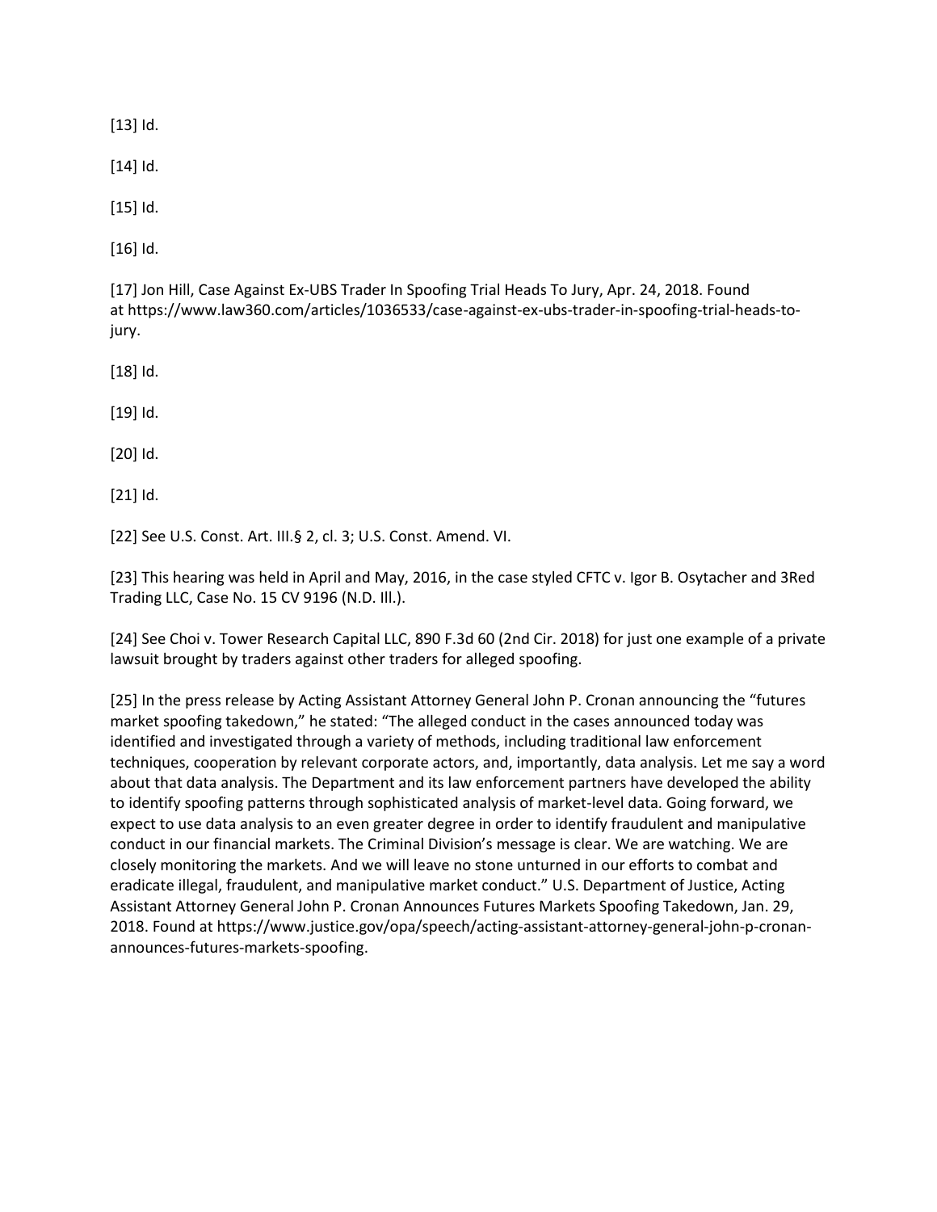[13] Id.

[14] Id.

[15] Id.

[16] Id.

[17] Jon Hill, Case Against Ex-UBS Trader In Spoofing Trial Heads To Jury, Apr. 24, 2018. Found at https://www.law360.com/articles/1036533/case-against-ex-ubs-trader-in-spoofing-trial-heads-to-jury.

[18] Id.

[19] Id.

[20] Id.

[21] Id.

[22] See U.S. Const. Art. III.§ 2, cl. 3; U.S. Const. Amend. VI.

[23] This hearing was held in April and May, 2016, in the case styled CFTC v. Igor B. Osytacher and 3Red Trading LLC, Case No. 15 CV 9196 (N.D. Ill.).

[24] See Choi v. Tower Research Capital LLC, 890 F.3d 60 (2nd Cir. 2018) for just one example of a private lawsuit brought by traders against other traders for alleged spoofing.

[25] In the press release by Acting Assistant Attorney General John P. Cronan announcing the "futures market spoofing takedown," he stated: "The alleged conduct in the cases announced today was identified and investigated through a variety of methods, including traditional law enforcement techniques, cooperation by relevant corporate actors, and, importantly, data analysis. Let me say a word about that data analysis. The Department and its law enforcement partners have developed the ability to identify spoofing patterns through sophisticated analysis of market-level data. Going forward, we expect to use data analysis to an even greater degree in order to identify fraudulent and manipulative conduct in our financial markets. The Criminal Division's message is clear. We are watching. We are closely monitoring the markets. And we will leave no stone unturned in our efforts to combat and eradicate illegal, fraudulent, and manipulative market conduct." U.S. Department of Justice, Acting Assistant Attorney General John P. Cronan Announces Futures Markets Spoofing Takedown, Jan. 29, 2018. Found at https://www.justice.gov/opa/speech/acting-assistant-attorney-general-john-p-cronan-announces-futures-markets-spoofing.